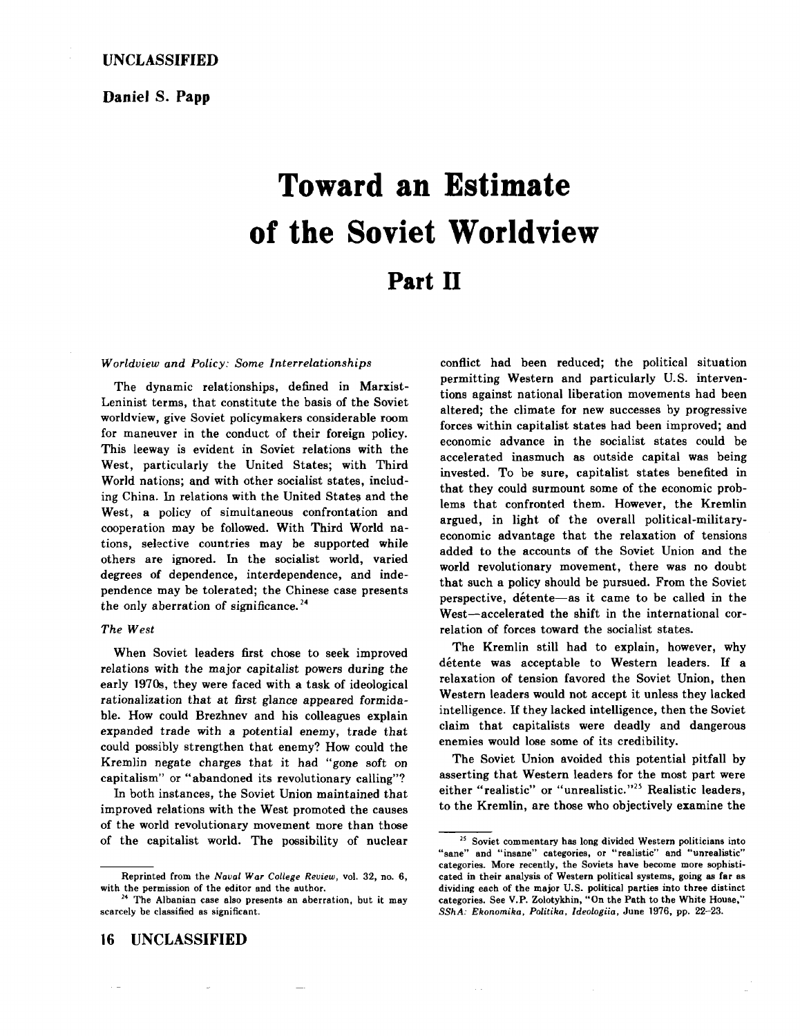Daniel S. Papp

# Toward an Estimate of the Soviet Worldview

## Part II

### *Worldview and Policy: Some Interrelationships*

The dynamic relationships, defined in Marxist-Leninist terms, that constitute the basis of the Soviet worldview, give Soviet policymakers considerable room for maneuver in the conduct of their foreign policy. This leeway is evident in Soviet relations with the West, particularly the United States; with Third World nations; and with other socialist states, including China. In relations with the United States and the West, a policy of simultaneous confrontation and cooperation may be followed. With Third World nations, selective countries may be supported while others are ignored. In the socialist world, varied degrees of dependence, interdependence, and independence may be tolerated; the Chinese case presents the only aberration of significance.[24]

### *The West*

When Soviet leaders first chose to seek improved relations with the major capitalist powers during the early 1970s, they were faced with a task of ideological rationalization that at first glance appeared formidable. How could Brezhnev and his colleagues explain expanded trade with a potential enemy, trade that could possibly strengthen that enemy? How could the Kremlin negate charges that it had "gone soft on capitalism" or "abandoned its revolutionary calling"?

In both instances, the Soviet Union maintained that improved relations with the West promoted the causes of the world revolutionary movement more than those of the capitalist world. The possibility of nuclear conflict had been reduced; the political situation permitting Western and particularly U.S. interventions against national liberation movements had been altered; the climate for new successes by progressive forces within capitalist states had been improved; and economic advance in the socialist states could be accelerated inasmuch as outside capital was being invested. To be sure, capitalist states benefited in that they could surmount some of the economic problems that confronted them. However, the Kremlin argued, in light of the overall political-military-economic advantage that the relaxation of tensions added to the accounts of the Soviet Union and the world revolutionary movement, there was no doubt that such a policy should be pursued. From the Soviet perspective, détente—as it came to be called in the West—accelerated the shift in the international correlation of forces toward the socialist states.

The Kremlin still had to explain, however, why détente was acceptable to Western leaders. If a relaxation of tension favored the Soviet Union, then Western leaders would not accept it unless they lacked intelligence. If they lacked intelligence, then the Soviet claim that capitalists were deadly and dangerous enemies would lose some of its credibility.

The Soviet Union avoided this potential pitfall by asserting that Western leaders for the most part were either "realistic" or "unrealistic."[25] Realistic leaders, to the Kremlin, are those who objectively examine the

---

Reprinted from the *Naval War College Review*, vol. 32, no. 6, with the permission of the editor and the author.

[24] The Albanian case also presents an aberration, but it may scarcely be classified as significant.

[25] Soviet commentary has long divided Western politicians into "sane" and "insane" categories, or "realistic" and "unrealistic" categories. More recently, the Soviets have become more sophisticated in their analysis of Western political systems, going as far as dividing each of the major U.S. political parties into three distinct categories. See V.P. Zolotykhin, "On the Path to the White House," *SShA: Ekonomika, Politika, Ideologiia*, June 1976, pp. 22–23.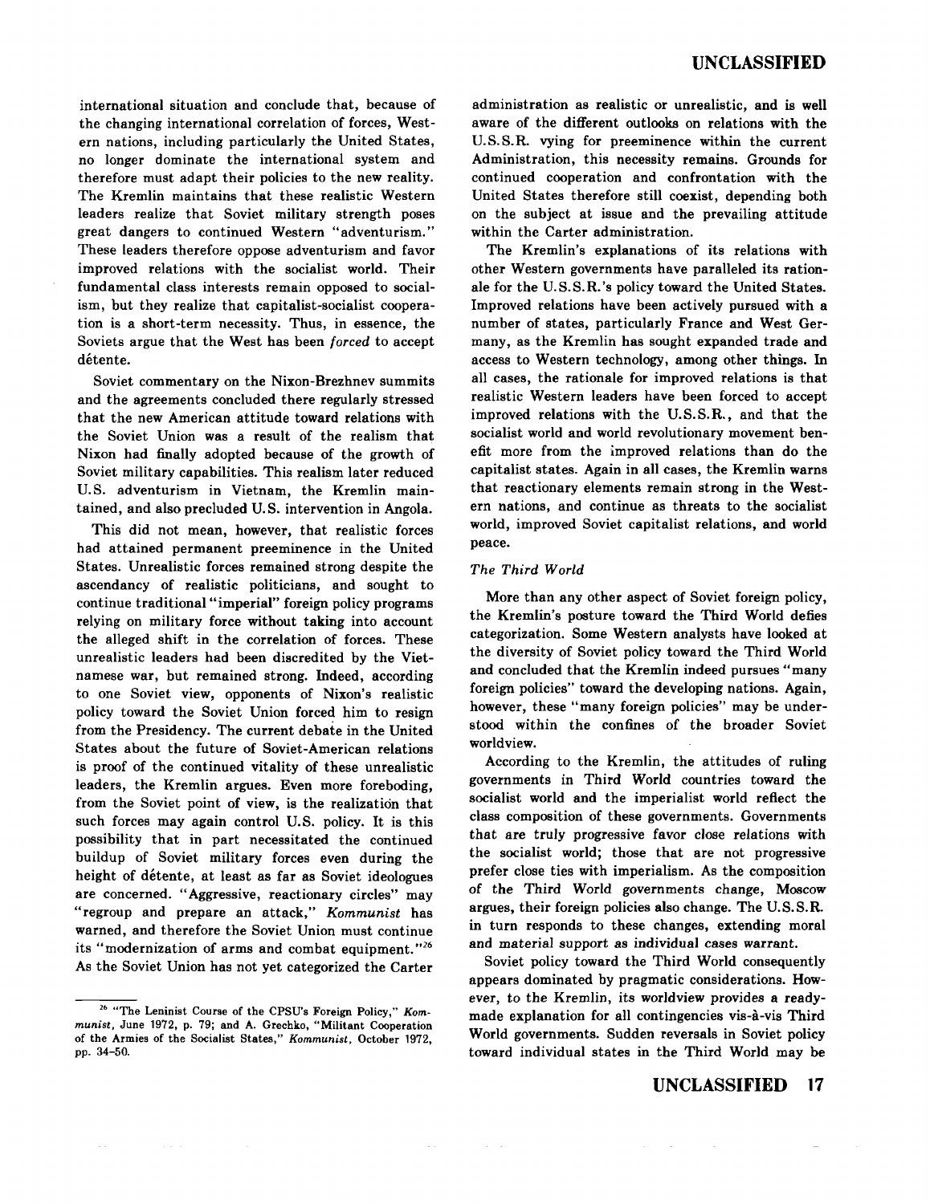international situation and conclude that, because of the changing international correlation of forces, Western nations, including particularly the United States, no longer dominate the international system and therefore must adapt their policies to the new reality. The Kremlin maintains that these realistic Western leaders realize that Soviet military strength poses great dangers to continued Western "adventurism." These leaders therefore oppose adventurism and favor improved relations with the socialist world. Their fundamental class interests remain opposed to socialism, but they realize that capitalist-socialist cooperation is a short-term necessity. Thus, in essence, the Soviets argue that the West has been *forced* to accept détente.

Soviet commentary on the Nixon-Brezhnev summits and the agreements concluded there regularly stressed that the new American attitude toward relations with the Soviet Union was a result of the realism that Nixon had finally adopted because of the growth of Soviet military capabilities. This realism later reduced U.S. adventurism in Vietnam, the Kremlin maintained, and also precluded U.S. intervention in Angola.

This did not mean, however, that realistic forces had attained permanent preeminence in the United States. Unrealistic forces remained strong despite the ascendancy of realistic politicians, and sought to continue traditional "imperial" foreign policy programs relying on military force without taking into account the alleged shift in the correlation of forces. These unrealistic leaders had been discredited by the Vietnamese war, but remained strong. Indeed, according to one Soviet view, opponents of Nixon's realistic policy toward the Soviet Union forced him to resign from the Presidency. The current debate in the United States about the future of Soviet-American relations is proof of the continued vitality of these unrealistic leaders, the Kremlin argues. Even more foreboding, from the Soviet point of view, is the realization that such forces may again control U.S. policy. It is this possibility that in part necessitated the continued buildup of Soviet military forces even during the height of détente, at least as far as Soviet ideologues are concerned. "Aggressive, reactionary circles" may "regroup and prepare an attack," *Kommunist* has warned, and therefore the Soviet Union must continue its "modernization of arms and combat equipment."[26] As the Soviet Union has not yet categorized the Carter administration as realistic or unrealistic, and is well aware of the different outlooks on relations with the U.S.S.R. vying for preeminence within the current Administration, this necessity remains. Grounds for continued cooperation and confrontation with the United States therefore still coexist, depending both on the subject at issue and the prevailing attitude within the Carter administration.

The Kremlin's explanations of its relations with other Western governments have paralleled its rationale for the U.S.S.R.'s policy toward the United States. Improved relations have been actively pursued with a number of states, particularly France and West Germany, as the Kremlin has sought expanded trade and access to Western technology, among other things. In all cases, the rationale for improved relations is that realistic Western leaders have been forced to accept improved relations with the U.S.S.R., and that the socialist world and world revolutionary movement benefit more from the improved relations than do the capitalist states. Again in all cases, the Kremlin warns that reactionary elements remain strong in the Western nations, and continue as threats to the socialist world, improved Soviet capitalist relations, and world peace.

### *The Third World*

More than any other aspect of Soviet foreign policy, the Kremlin's posture toward the Third World defies categorization. Some Western analysts have looked at the diversity of Soviet policy toward the Third World and concluded that the Kremlin indeed pursues "many foreign policies" toward the developing nations. Again, however, these "many foreign policies" may be understood within the confines of the broader Soviet worldview.

According to the Kremlin, the attitudes of ruling governments in Third World countries toward the socialist world and the imperialist world reflect the class composition of these governments. Governments that are truly progressive favor close relations with the socialist world; those that are not progressive prefer close ties with imperialism. As the composition of the Third World governments change, Moscow argues, their foreign policies also change. The U.S.S.R. in turn responds to these changes, extending moral and material support as individual cases warrant.

Soviet policy toward the Third World consequently appears dominated by pragmatic considerations. However, to the Kremlin, its worldview provides a ready-made explanation for all contingencies vis-à-vis Third World governments. Sudden reversals in Soviet policy toward individual states in the Third World may be

---

[26] "The Leninist Course of the CPSU's Foreign Policy," *Kommunist*, June 1972, p. 79; and A. Grechko, "Militant Cooperation of the Armies of the Socialist States," *Kommunist*, October 1972, pp. 34–50.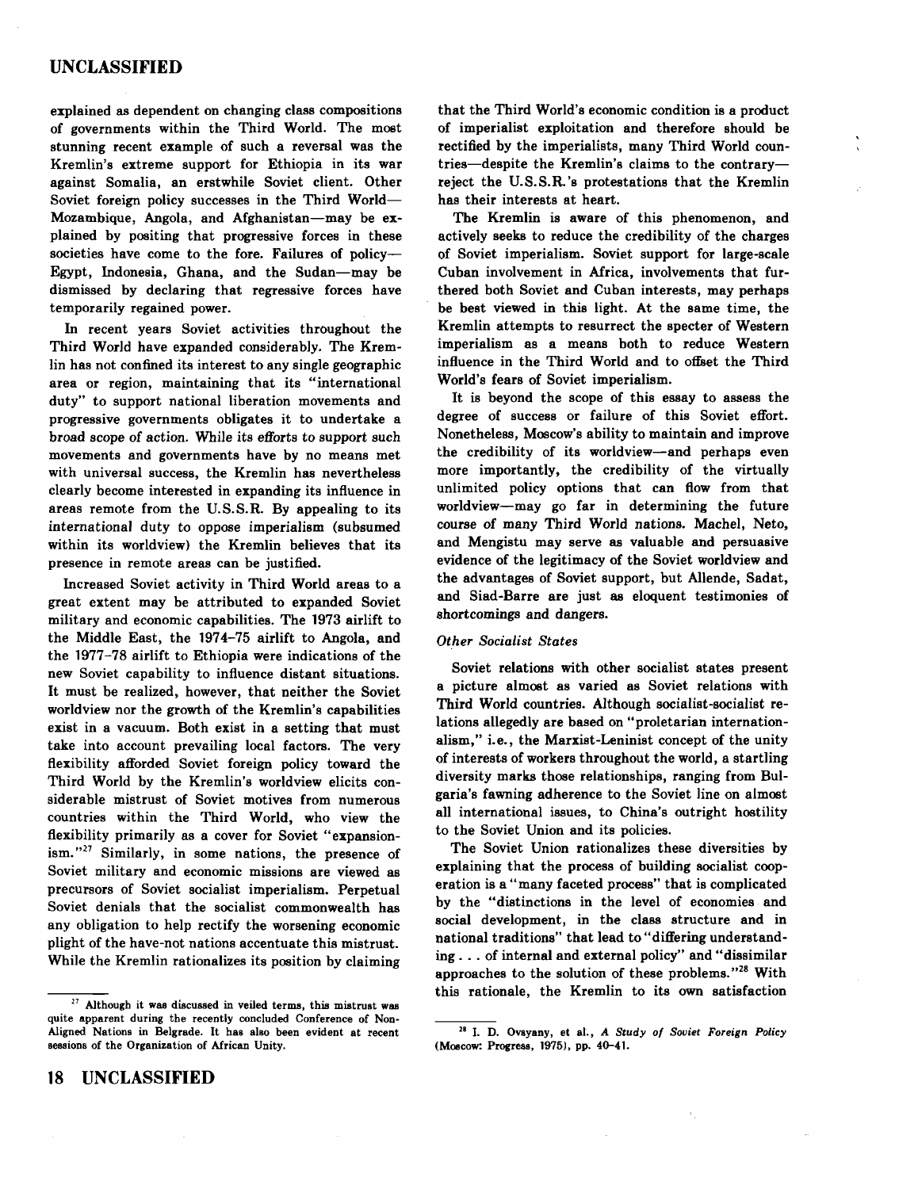explained as dependent on changing class compositions of governments within the Third World. The most stunning recent example of such a reversal was the Kremlin's extreme support for Ethiopia in its war against Somalia, an erstwhile Soviet client. Other Soviet foreign policy successes in the Third World—Mozambique, Angola, and Afghanistan—may be explained by positing that progressive forces in these societies have come to the fore. Failures of policy—Egypt, Indonesia, Ghana, and the Sudan—may be dismissed by declaring that regressive forces have temporarily regained power.

In recent years Soviet activities throughout the Third World have expanded considerably. The Kremlin has not confined its interest to any single geographic area or region, maintaining that its "international duty" to support national liberation movements and progressive governments obligates it to undertake a broad scope of action. While its efforts to support such movements and governments have by no means met with universal success, the Kremlin has nevertheless clearly become interested in expanding its influence in areas remote from the U.S.S.R. By appealing to its international duty to oppose imperialism (subsumed within its worldview) the Kremlin believes that its presence in remote areas can be justified.

Increased Soviet activity in Third World areas to a great extent may be attributed to expanded Soviet military and economic capabilities. The 1973 airlift to the Middle East, the 1974–75 airlift to Angola, and the 1977–78 airlift to Ethiopia were indications of the new Soviet capability to influence distant situations. It must be realized, however, that neither the Soviet worldview nor the growth of the Kremlin's capabilities exist in a vacuum. Both exist in a setting that must take into account prevailing local factors. The very flexibility afforded Soviet foreign policy toward the Third World by the Kremlin's worldview elicits considerable mistrust of Soviet motives from numerous countries within the Third World, who view the flexibility primarily as a cover for Soviet "expansionism."[27] Similarly, in some nations, the presence of Soviet military and economic missions are viewed as precursors of Soviet socialist imperialism. Perpetual Soviet denials that the socialist commonwealth has any obligation to help rectify the worsening economic plight of the have-not nations accentuate this mistrust. While the Kremlin rationalizes its position by claiming that the Third World's economic condition is a product of imperialist exploitation and therefore should be rectified by the imperialists, many Third World countries—despite the Kremlin's claims to the contrary—reject the U.S.S.R.'s protestations that the Kremlin has their interests at heart.

The Kremlin is aware of this phenomenon, and actively seeks to reduce the credibility of the charges of Soviet imperialism. Soviet support for large-scale Cuban involvement in Africa, involvements that furthered both Soviet and Cuban interests, may perhaps be best viewed in this light. At the same time, the Kremlin attempts to resurrect the specter of Western imperialism as a means both to reduce Western influence in the Third World and to offset the Third World's fears of Soviet imperialism.

It is beyond the scope of this essay to assess the degree of success or failure of this Soviet effort. Nonetheless, Moscow's ability to maintain and improve the credibility of its worldview—and perhaps even more importantly, the credibility of the virtually unlimited policy options that can flow from that worldview—may go far in determining the future course of many Third World nations. Machel, Neto, and Mengistu may serve as valuable and persuasive evidence of the legitimacy of the Soviet worldview and the advantages of Soviet support, but Allende, Sadat, and Siad-Barre are just as eloquent testimonies of shortcomings and dangers.

*Other Socialist States*

Soviet relations with other socialist states present a picture almost as varied as Soviet relations with Third World countries. Although socialist-socialist relations allegedly are based on "proletarian internationalism," i.e., the Marxist-Leninist concept of the unity of interests of workers throughout the world, a startling diversity marks those relationships, ranging from Bulgaria's fawning adherence to the Soviet line on almost all international issues, to China's outright hostility to the Soviet Union and its policies.

The Soviet Union rationalizes these diversities by explaining that the process of building socialist cooperation is a "many faceted process" that is complicated by the "distinctions in the level of economies and social development, in the class structure and in national traditions" that lead to "differing understanding . . . of internal and external policy" and "dissimilar approaches to the solution of these problems."[28] With this rationale, the Kremlin to its own satisfaction

---

[27] Although it was discussed in veiled terms, this mistrust was quite apparent during the recently concluded Conference of Non-Aligned Nations in Belgrade. It has also been evident at recent sessions of the Organization of African Unity.

[28] I. D. Ovsyany, et al., *A Study of Soviet Foreign Policy* (Moscow: Progress, 1975), pp. 40–41.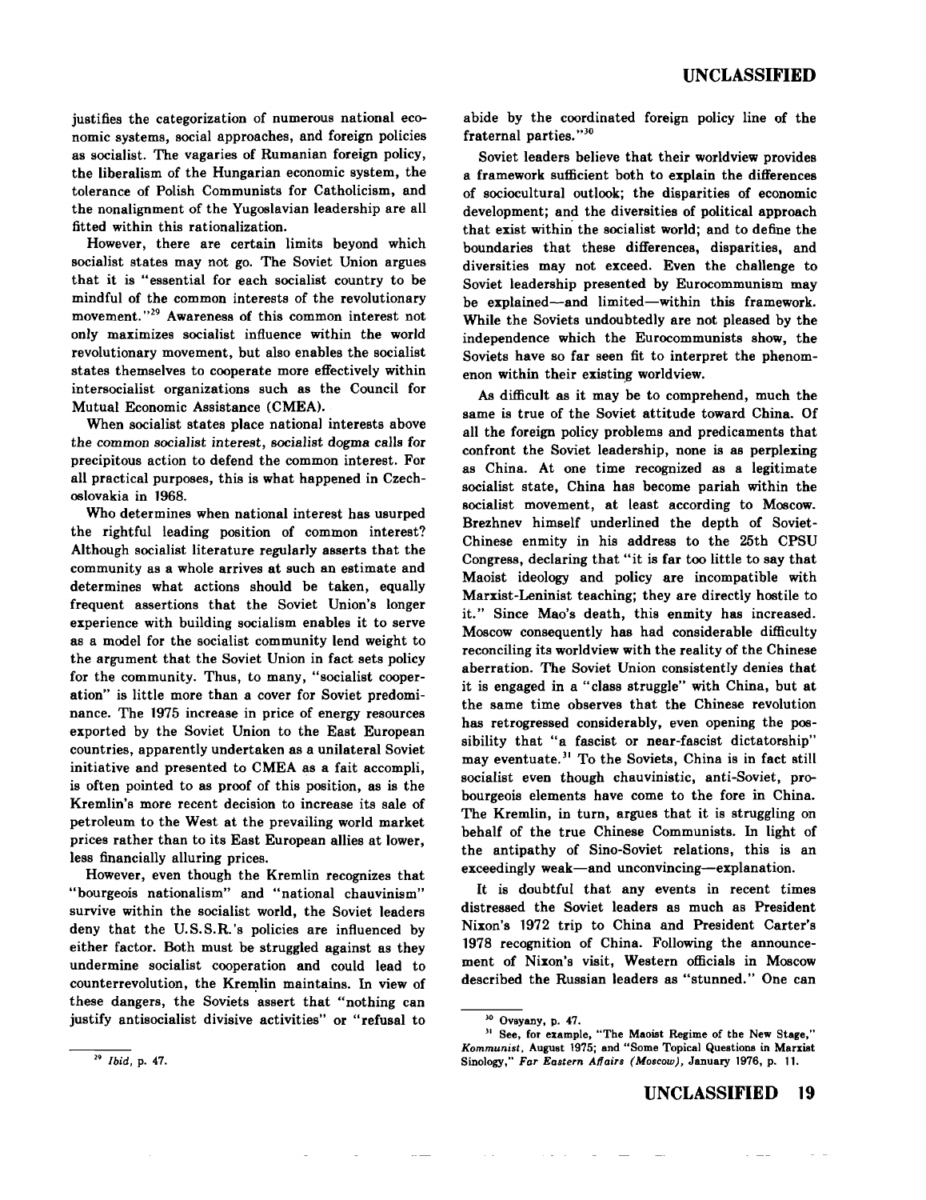justifies the categorization of numerous national economic systems, social approaches, and foreign policies as socialist. The vagaries of Rumanian foreign policy, the liberalism of the Hungarian economic system, the tolerance of Polish Communists for Catholicism, and the nonalignment of the Yugoslavian leadership are all fitted within this rationalization.

However, there are certain limits beyond which socialist states may not go. The Soviet Union argues that it is "essential for each socialist country to be mindful of the common interests of the revolutionary movement."[29] Awareness of this common interest not only maximizes socialist influence within the world revolutionary movement, but also enables the socialist states themselves to cooperate more effectively within intersocialist organizations such as the Council for Mutual Economic Assistance (CMEA).

When socialist states place national interests above the common socialist interest, socialist dogma calls for precipitous action to defend the common interest. For all practical purposes, this is what happened in Czechoslovakia in 1968.

Who determines when national interest has usurped the rightful leading position of common interest? Although socialist literature regularly asserts that the community as a whole arrives at such an estimate and determines what actions should be taken, equally frequent assertions that the Soviet Union's longer experience with building socialism enables it to serve as a model for the socialist community lend weight to the argument that the Soviet Union in fact sets policy for the community. Thus, to many, "socialist cooperation" is little more than a cover for Soviet predominance. The 1975 increase in price of energy resources exported by the Soviet Union to the East European countries, apparently undertaken as a unilateral Soviet initiative and presented to CMEA as a fait accompli, is often pointed to as proof of this position, as is the Kremlin's more recent decision to increase its sale of petroleum to the West at the prevailing world market prices rather than to its East European allies at lower, less financially alluring prices.

However, even though the Kremlin recognizes that "bourgeois nationalism" and "national chauvinism" survive within the socialist world, the Soviet leaders deny that the U.S.S.R.'s policies are influenced by either factor. Both must be struggled against as they undermine socialist cooperation and could lead to counterrevolution, the Kremlin maintains. In view of these dangers, the Soviets assert that "nothing can justify antisocialist divisive activities" or "refusal to abide by the coordinated foreign policy line of the fraternal parties."[30]

Soviet leaders believe that their worldview provides a framework sufficient both to explain the differences of sociocultural outlook; the disparities of economic development; and the diversities of political approach that exist within the socialist world; and to define the boundaries that these differences, disparities, and diversities may not exceed. Even the challenge to Soviet leadership presented by Eurocommunism may be explained—and limited—within this framework. While the Soviets undoubtedly are not pleased by the independence which the Eurocommunists show, the Soviets have so far seen fit to interpret the phenomenon within their existing worldview.

As difficult as it may be to comprehend, much the same is true of the Soviet attitude toward China. Of all the foreign policy problems and predicaments that confront the Soviet leadership, none is as perplexing as China. At one time recognized as a legitimate socialist state, China has become pariah within the socialist movement, at least according to Moscow. Brezhnev himself underlined the depth of Soviet-Chinese enmity in his address to the 25th CPSU Congress, declaring that "it is far too little to say that Maoist ideology and policy are incompatible with Marxist-Leninist teaching; they are directly hostile to it." Since Mao's death, this enmity has increased. Moscow consequently has had considerable difficulty reconciling its worldview with the reality of the Chinese aberration. The Soviet Union consistently denies that it is engaged in a "class struggle" with China, but at the same time observes that the Chinese revolution has retrogressed considerably, even opening the possibility that "a fascist or near-fascist dictatorship" may eventuate.[31] To the Soviets, China is in fact still socialist even though chauvinistic, anti-Soviet, probourgeois elements have come to the fore in China. The Kremlin, in turn, argues that it is struggling on behalf of the true Chinese Communists. In light of the antipathy of Sino-Soviet relations, this is an exceedingly weak—and unconvincing—explanation.

It is doubtful that any events in recent times distressed the Soviet leaders as much as President Nixon's 1972 trip to China and President Carter's 1978 recognition of China. Following the announcement of Nixon's visit, Western officials in Moscow described the Russian leaders as "stunned." One can

---

[29] *Ibid*, p. 47.

[30] Ovsyany, p. 47.

[31] See, for example, "The Maoist Regime of the New Stage," *Kommunist*, August 1975; and "Some Topical Questions in Marxist Sinology," *Far Eastern Affairs (Moscow)*, January 1976, p. 11.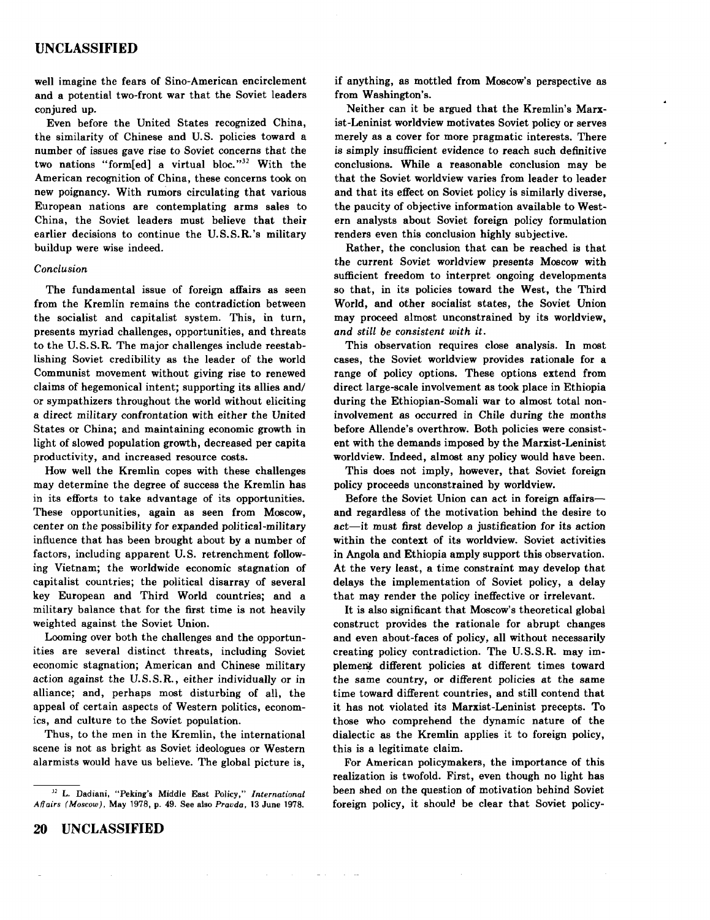well imagine the fears of Sino-American encirclement and a potential two-front war that the Soviet leaders conjured up.

Even before the United States recognized China, the similarity of Chinese and U.S. policies toward a number of issues gave rise to Soviet concerns that the two nations "form[ed] a virtual bloc."[32] With the American recognition of China, these concerns took on new poignancy. With rumors circulating that various European nations are contemplating arms sales to China, the Soviet leaders must believe that their earlier decisions to continue the U.S.S.R.'s military buildup were wise indeed.

### *Conclusion*

The fundamental issue of foreign affairs as seen from the Kremlin remains the contradiction between the socialist and capitalist system. This, in turn, presents myriad challenges, opportunities, and threats to the U.S.S.R. The major challenges include reestablishing Soviet credibility as the leader of the world Communist movement without giving rise to renewed claims of hegemonical intent; supporting its allies and/or sympathizers throughout the world without eliciting a direct military confrontation with either the United States or China; and maintaining economic growth in light of slowed population growth, decreased per capita productivity, and increased resource costs.

How well the Kremlin copes with these challenges may determine the degree of success the Kremlin has in its efforts to take advantage of its opportunities. These opportunities, again as seen from Moscow, center on the possibility for expanded political-military influence that has been brought about by a number of factors, including apparent U.S. retrenchment following Vietnam; the worldwide economic stagnation of capitalist countries; the political disarray of several key European and Third World countries; and a military balance that for the first time is not heavily weighted against the Soviet Union.

Looming over both the challenges and the opportunities are several distinct threats, including Soviet economic stagnation; American and Chinese military action against the U.S.S.R., either individually or in alliance; and, perhaps most disturbing of all, the appeal of certain aspects of Western politics, economics, and culture to the Soviet population.

Thus, to the men in the Kremlin, the international scene is not as bright as Soviet ideologues or Western alarmists would have us believe. The global picture is, if anything, as mottled from Moscow's perspective as from Washington's.

Neither can it be argued that the Kremlin's Marxist-Leninist worldview motivates Soviet policy or serves merely as a cover for more pragmatic interests. There is simply insufficient evidence to reach such definitive conclusions. While a reasonable conclusion may be that the Soviet worldview varies from leader to leader and that its effect on Soviet policy is similarly diverse, the paucity of objective information available to Western analysts about Soviet foreign policy formulation renders even this conclusion highly subjective.

Rather, the conclusion that can be reached is that the current Soviet worldview presents Moscow with sufficient freedom to interpret ongoing developments so that, in its policies toward the West, the Third World, and other socialist states, the Soviet Union may proceed almost unconstrained by its worldview, *and still be consistent with it*.

This observation requires close analysis. In most cases, the Soviet worldview provides rationale for a range of policy options. These options extend from direct large-scale involvement as took place in Ethiopia during the Ethiopian-Somali war to almost total noninvolvement as occurred in Chile during the months before Allende's overthrow. Both policies were consistent with the demands imposed by the Marxist-Leninist worldview. Indeed, almost any policy would have been.

This does not imply, however, that Soviet foreign policy proceeds unconstrained by worldview.

Before the Soviet Union can act in foreign affairs—and regardless of the motivation behind the desire to act—it must first develop a justification for its action within the context of its worldview. Soviet activities in Angola and Ethiopia amply support this observation. At the very least, a time constraint may develop that delays the implementation of Soviet policy, a delay that may render the policy ineffective or irrelevant.

It is also significant that Moscow's theoretical global construct provides the rationale for abrupt changes and even about-faces of policy, all without necessarily creating policy contradiction. The U.S.S.R. may implement different policies at different times toward the same country, or different policies at the same time toward different countries, and still contend that it has not violated its Marxist-Leninist precepts. To those who comprehend the dynamic nature of the dialectic as the Kremlin applies it to foreign policy, this is a legitimate claim.

For American policymakers, the importance of this realization is twofold. First, even though no light has been shed on the question of motivation behind Soviet foreign policy, it should be clear that Soviet policy-

---

[32] L. Dadiani, "Peking's Middle East Policy," *International Affairs (Moscow)*, May 1978, p. 49. See also *Pravda*, 13 June 1978.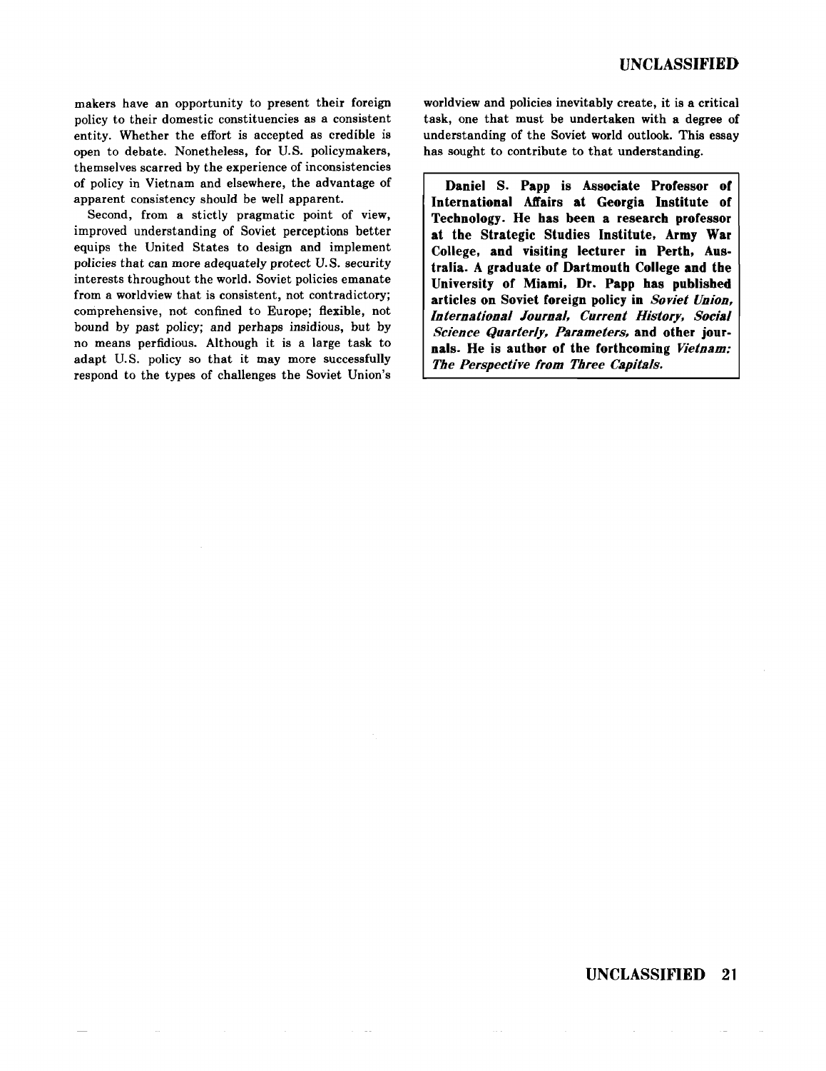makers have an opportunity to present their foreign policy to their domestic constituencies as a consistent entity. Whether the effort is accepted as credible is open to debate. Nonetheless, for U.S. policymakers, themselves scarred by the experience of inconsistencies of policy in Vietnam and elsewhere, the advantage of apparent consistency should be well apparent.

Second, from a stictly pragmatic point of view, improved understanding of Soviet perceptions better equips the United States to design and implement policies that can more adequately protect U.S. security interests throughout the world. Soviet policies emanate from a worldview that is consistent, not contradictory; comprehensive, not confined to Europe; flexible, not bound by past policy; and perhaps insidious, but by no means perfidious. Although it is a large task to adapt U.S. policy so that it may more successfully respond to the types of challenges the Soviet Union's worldview and policies inevitably create, it is a critical task, one that must be undertaken with a degree of understanding of the Soviet world outlook. This essay has sought to contribute to that understanding.

**Daniel S. Papp is Associate Professor of International Affairs at Georgia Institute of Technology. He has been a research professor at the Strategic Studies Institute, Army War College, and visiting lecturer in Perth, Australia. A graduate of Dartmouth College and the University of Miami, Dr. Papp has published articles on Soviet foreign policy in *Soviet Union, International Journal, Current History, Social Science Quarterly, Parameters,* and other journals. He is author of the forthcoming *Vietnam: The Perspective from Three Capitals.***